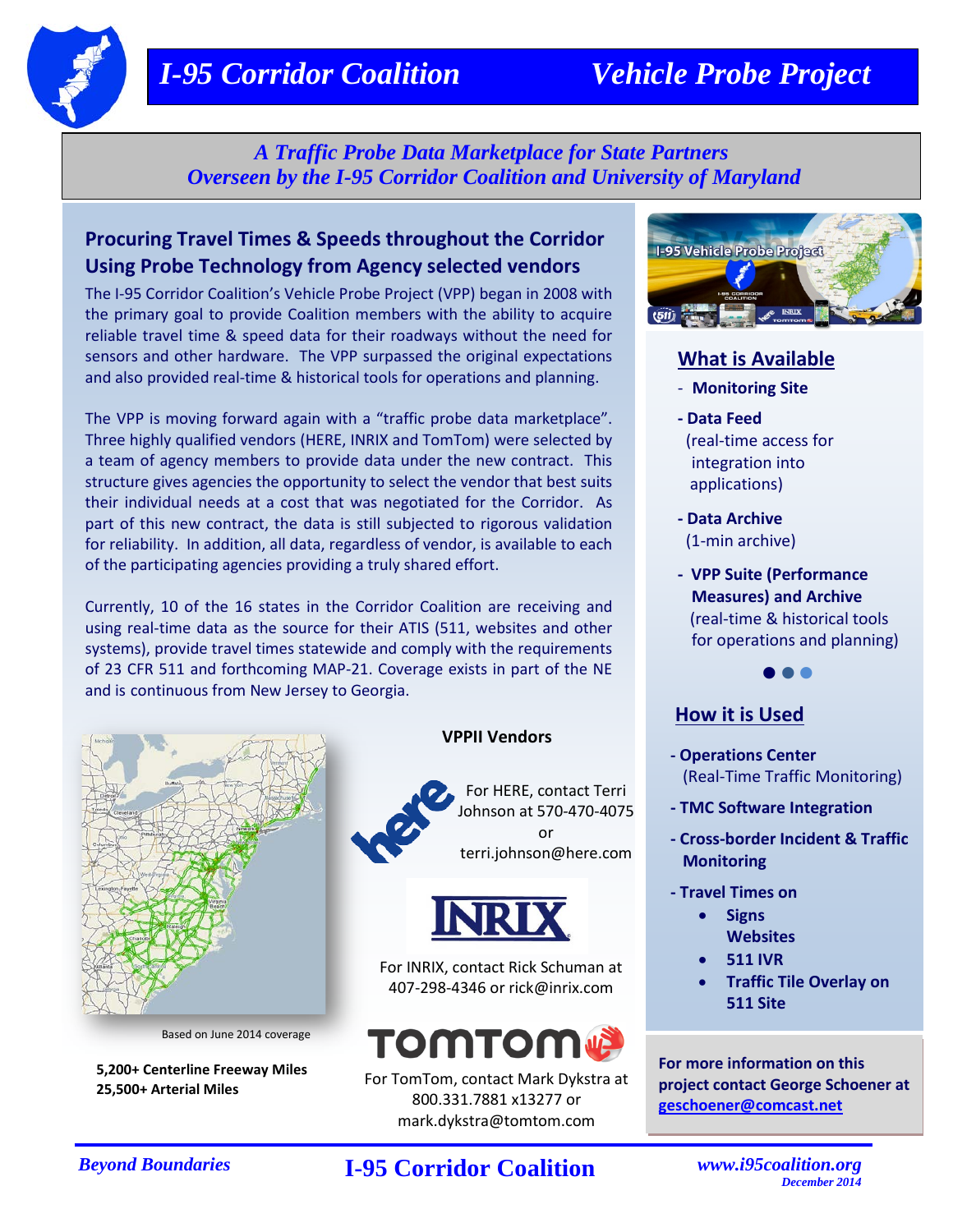# I-95 Corridor Coalition — Vehicle Probe Project

*A Traffic Probe Data Marketplace for State Partners*
*Overseen by the I-95 Corridor Coalition and University of Maryland*

## Procuring Travel Times & Speeds throughout the Corridor Using Probe Technology from Agency selected vendors

The I-95 Corridor Coalition's Vehicle Probe Project (VPP) began in 2008 with the primary goal to provide Coalition members with the ability to acquire reliable travel time & speed data for their roadways without the need for sensors and other hardware. The VPP surpassed the original expectations and also provided real-time & historical tools for operations and planning.

The VPP is moving forward again with a "traffic probe data marketplace". Three highly qualified vendors (HERE, INRIX and TomTom) were selected by a team of agency members to provide data under the new contract. This structure gives agencies the opportunity to select the vendor that best suits their individual needs at a cost that was negotiated for the Corridor. As part of this new contract, the data is still subjected to rigorous validation for reliability. In addition, all data, regardless of vendor, is available to each of the participating agencies providing a truly shared effort.

Currently, 10 of the 16 states in the Corridor Coalition are receiving and using real-time data as the source for their ATIS (511, websites and other systems), provide travel times statewide and comply with the requirements of 23 CFR 511 and forthcoming MAP-21. Coverage exists in part of the NE and is continuous from New Jersey to Georgia.

Based on June 2014 coverage

**5,200+ Centerline Freeway Miles**
**25,500+ Arterial Miles**

### VPPII Vendors

For HERE, contact Terri Johnson at 570-470-4075 or terri.johnson@here.com

For INRIX, contact Rick Schuman at 407-298-4346 or rick@inrix.com

For TomTom, contact Mark Dykstra at 800.331.7881 x13277 or mark.dykstra@tomtom.com

## What is Available

- **Monitoring Site**
- **Data Feed** (real-time access for integration into applications)
- **Data Archive** (1-min archive)
- **VPP Suite (Performance Measures) and Archive** (real-time & historical tools for operations and planning)

## How it is Used

- **Operations Center** (Real-Time Traffic Monitoring)
- **TMC Software Integration**
- **Cross-border Incident & Traffic Monitoring**
- **Travel Times on**
  - **Signs**
    **Websites**
  - **511 IVR**
  - **Traffic Tile Overlay on 511 Site**

**For more information on this project contact George Schoener at geschoener@comcast.net**

*Beyond Boundaries* — **I-95 Corridor Coalition** — *www.i95coalition.org*
*December 2014*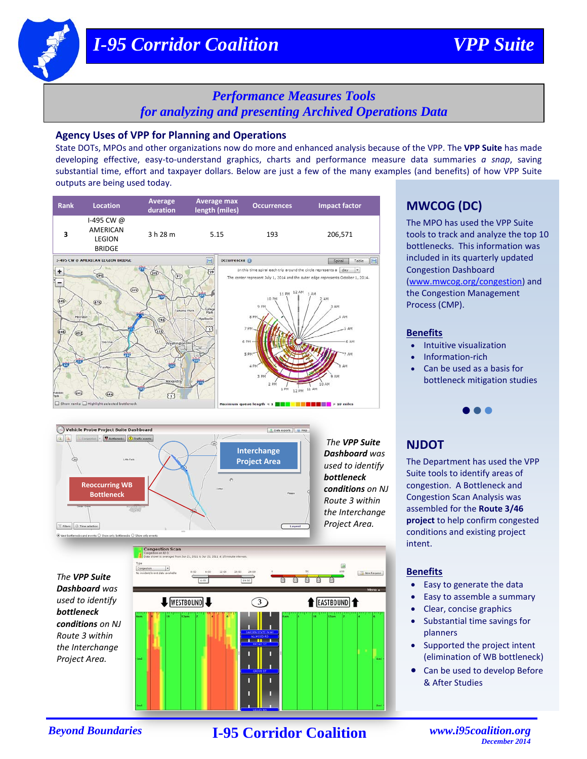# I-95 Corridor Coalition — VPP Suite

## Performance Measures Tools
## for analyzing and presenting Archived Operations Data

### Agency Uses of VPP for Planning and Operations

State DOTs, MPOs and other organizations now do more and enhanced analysis because of the VPP. The **VPP Suite** has made developing effective, easy-to-understand graphics, charts and performance measure data summaries *a snap*, saving substantial time, effort and taxpayer dollars. Below are just a few of the many examples (and benefits) of how VPP Suite outputs are being used today.

| Rank | Location | Average duration | Average max length (miles) | Occurrences | Impact factor |
|---|---|---|---|---|---|
| 3 | I-495 CW @ AMERICAN LEGION BRIDGE | 3 h 28 m | 5.15 | 193 | 206,571 |

I-495 CW @ AMERICAN LEGION BRIDGE

Show ranks  Highlight selected bottleneck

Occurrences

Spiral  Table

In this time spiral each trip around the circle represents a day

The center represent July 1, 2014 and the outer edge represents October 1, 2014.

12 AM 1 AM 2 AM 3 AM 4 AM 5 AM 6 AM 7 AM 8 AM 9 AM 10 AM 11 AM 12 PM 1 PM 2 PM 3 PM 4 PM 5 PM 6 PM 7 PM 8 PM 9 PM 10 PM 11 PM

Maximum queue length < 1 > 10 miles

## MWCOG (DC)

The MPO has used the VPP Suite tools to track and analyze the top 10 bottlenecks. This information was included in its quarterly updated Congestion Dashboard (www.mwcog.org/congestion) and the Congestion Management Process (CMP).

### Benefits

- Intuitive visualization
- Information-rich
- Can be used as a basis for bottleneck mitigation studies

Vehicle Probe Project Suite Dashboard

Interchange Project Area

Reoccurring WB Bottleneck

*The **VPP Suite Dashboard** was used to identify **bottleneck conditions** on NJ Route 3 within the Interchange Project Area.*

Congestion Scan

WESTBOUND

3

EASTBOUND

*The **VPP Suite Dashboard** was used to identify **bottleneck conditions** on NJ Route 3 within the Interchange Project Area.*

## NJDOT

The Department has used the VPP Suite tools to identify areas of congestion. A Bottleneck and Congestion Scan Analysis was assembled for the **Route 3/46 project** to help confirm congested conditions and existing project intent.

### Benefits

- Easy to generate the data
- Easy to assemble a summary
- Clear, concise graphics
- Substantial time savings for planners
- Supported the project intent (elimination of WB bottleneck)
- Can be used to develop Before & After Studies

*Beyond Boundaries* — **I-95 Corridor Coalition** — *www.i95coalition.org* — *December 2014*